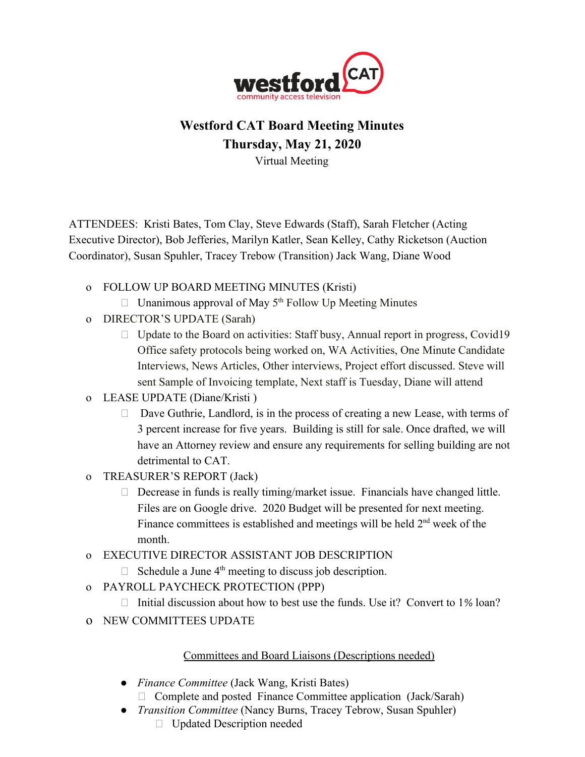westford CAT community access television

# Westford CAT Board Meeting Minutes

## Thursday, May 21, 2020

Virtual Meeting

ATTENDEES: Kristi Bates, Tom Clay, Steve Edwards (Staff), Sarah Fletcher (Acting Executive Director), Bob Jefferies, Marilyn Katler, Sean Kelley, Cathy Ricketson (Auction Coordinator), Susan Spuhler, Tracey Trebow (Transition) Jack Wang, Diane Wood

- FOLLOW UP BOARD MEETING MINUTES (Kristi)
  - Unanimous approval of May 5th Follow Up Meeting Minutes
- DIRECTOR'S UPDATE (Sarah)
  - Update to the Board on activities: Staff busy, Annual report in progress, Covid19 Office safety protocols being worked on, WA Activities, One Minute Candidate Interviews, News Articles, Other interviews, Project effort discussed. Steve will sent Sample of Invoicing template, Next staff is Tuesday, Diane will attend
- LEASE UPDATE (Diane/Kristi )
  - Dave Guthrie, Landlord, is in the process of creating a new Lease, with terms of 3 percent increase for five years. Building is still for sale. Once drafted, we will have an Attorney review and ensure any requirements for selling building are not detrimental to CAT.
- TREASURER'S REPORT (Jack)
  - Decrease in funds is really timing/market issue. Financials have changed little. Files are on Google drive. 2020 Budget will be presented for next meeting. Finance committees is established and meetings will be held 2nd week of the month.
- EXECUTIVE DIRECTOR ASSISTANT JOB DESCRIPTION
  - Schedule a June 4th meeting to discuss job description.
- PAYROLL PAYCHECK PROTECTION (PPP)
  - Initial discussion about how to best use the funds. Use it? Convert to 1% loan?
- NEW COMMITTEES UPDATE

<u>Committees and Board Liaisons (Descriptions needed)</u>

- *Finance Committee* (Jack Wang, Kristi Bates)
  - Complete and posted Finance Committee application (Jack/Sarah)
- *Transition Committee* (Nancy Burns, Tracey Tebrow, Susan Spuhler)
  - Updated Description needed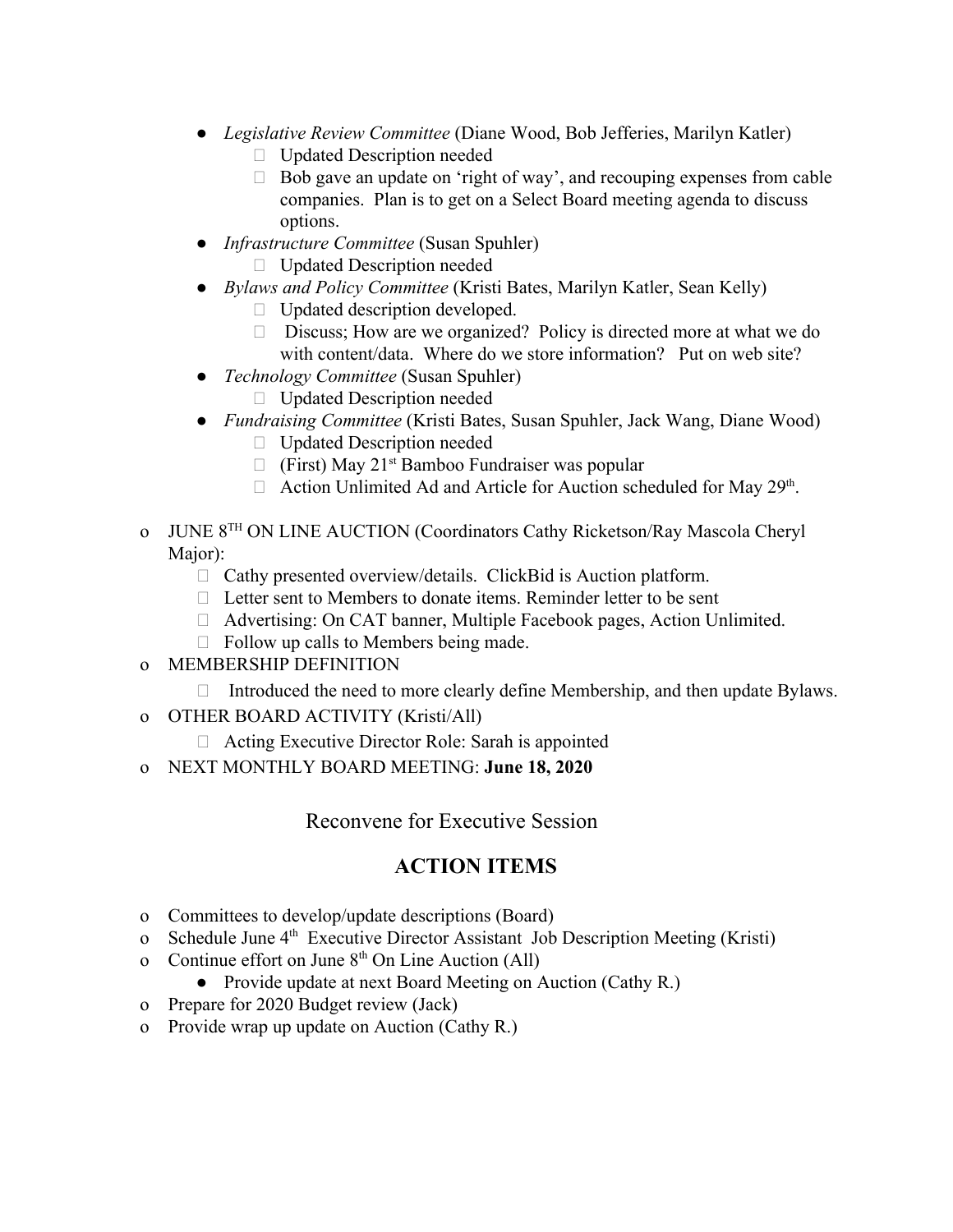- *Legislative Review Committee* (Diane Wood, Bob Jefferies, Marilyn Katler)
  - Updated Description needed
  - Bob gave an update on 'right of way', and recouping expenses from cable companies. Plan is to get on a Select Board meeting agenda to discuss options.
- *Infrastructure Committee* (Susan Spuhler)
  - Updated Description needed
- *Bylaws and Policy Committee* (Kristi Bates, Marilyn Katler, Sean Kelly)
  - Updated description developed.
  - Discuss; How are we organized? Policy is directed more at what we do with content/data. Where do we store information? Put on web site?
- *Technology Committee* (Susan Spuhler)
  - Updated Description needed
- *Fundraising Committee* (Kristi Bates, Susan Spuhler, Jack Wang, Diane Wood)
  - Updated Description needed
  - (First) May 21st Bamboo Fundraiser was popular
  - Action Unlimited Ad and Article for Auction scheduled for May 29th.

- JUNE 8TH ON LINE AUCTION (Coordinators Cathy Ricketson/Ray Mascola Cheryl Major):
  - Cathy presented overview/details. ClickBid is Auction platform.
  - Letter sent to Members to donate items. Reminder letter to be sent
  - Advertising: On CAT banner, Multiple Facebook pages, Action Unlimited.
  - Follow up calls to Members being made.
- MEMBERSHIP DEFINITION
  - Introduced the need to more clearly define Membership, and then update Bylaws.
- OTHER BOARD ACTIVITY (Kristi/All)
  - Acting Executive Director Role: Sarah is appointed
- NEXT MONTHLY BOARD MEETING: **June 18, 2020**

Reconvene for Executive Session

## ACTION ITEMS

- Committees to develop/update descriptions (Board)
- Schedule June 4th Executive Director Assistant Job Description Meeting (Kristi)
- Continue effort on June 8th On Line Auction (All)
  - Provide update at next Board Meeting on Auction (Cathy R.)
- Prepare for 2020 Budget review (Jack)
- Provide wrap up update on Auction (Cathy R.)